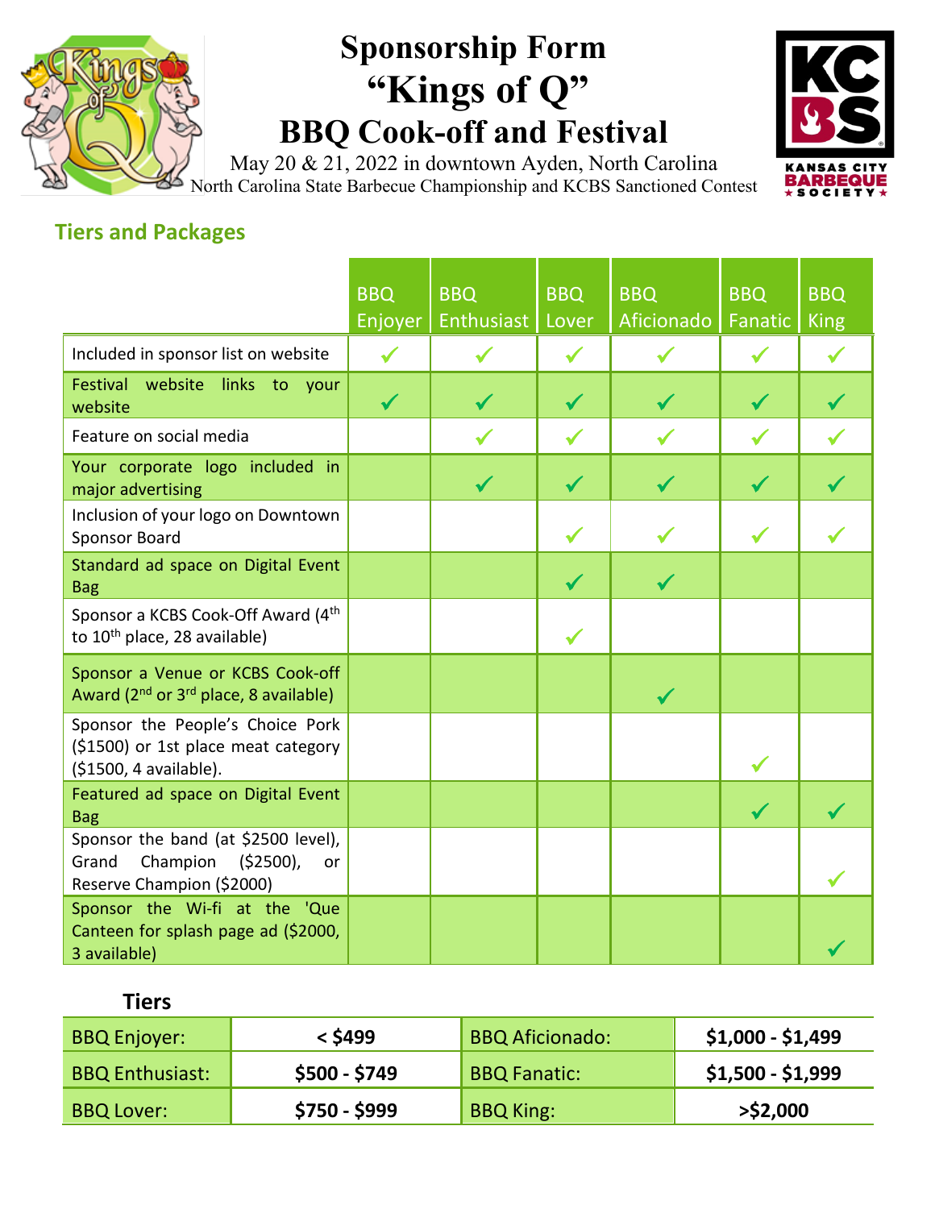# Sponsorship Form
# "Kings of Q"
# BBQ Cook-off and Festival

May 20 & 21, 2022 in downtown Ayden, North Carolina
North Carolina State Barbecue Championship and KCBS Sanctioned Contest

## Tiers and Packages

| | BBQ Enjoyer | BBQ Enthusiast | BBQ Lover | BBQ Aficionado | BBQ Fanatic | BBQ King |
|---|---|---|---|---|---|---|
| Included in sponsor list on website | ✓ | ✓ | ✓ | ✓ | ✓ | ✓ |
| Festival website links to your website | ✓ | ✓ | ✓ | ✓ | ✓ | ✓ |
| Feature on social media | | ✓ | ✓ | ✓ | ✓ | ✓ |
| Your corporate logo included in major advertising | | ✓ | ✓ | ✓ | ✓ | ✓ |
| Inclusion of your logo on Downtown Sponsor Board | | | ✓ | ✓ | ✓ | ✓ |
| Standard ad space on Digital Event Bag | | | ✓ | ✓ | | |
| Sponsor a KCBS Cook-Off Award (4th to 10th place, 28 available) | | | ✓ | | | |
| Sponsor a Venue or KCBS Cook-off Award (2nd or 3rd place, 8 available) | | | | ✓ | | |
| Sponsor the People's Choice Pork ($1500) or 1st place meat category ($1500, 4 available). | | | | | ✓ | |
| Featured ad space on Digital Event Bag | | | | | ✓ | ✓ |
| Sponsor the band (at $2500 level), Grand Champion ($2500), or Reserve Champion ($2000) | | | | | | ✓ |
| Sponsor the Wi-fi at the 'Que Canteen for splash page ad ($2000, 3 available) | | | | | | ✓ |

### Tiers

| | | | |
|---|---|---|---|
| BBQ Enjoyer: | **< $499** | BBQ Aficionado: | **$1,000 - $1,499** |
| BBQ Enthusiast: | **$500 - $749** | BBQ Fanatic: | **$1,500 - $1,999** |
| BBQ Lover: | **$750 - $999** | BBQ King: | **>$2,000** |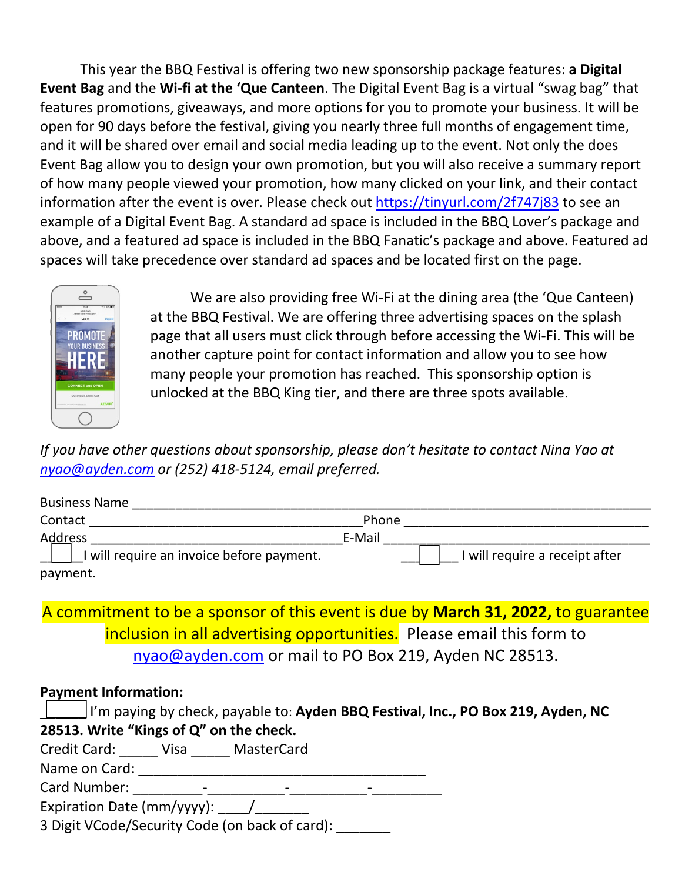This year the BBQ Festival is offering two new sponsorship package features: **a Digital Event Bag** and the **Wi-fi at the 'Que Canteen**. The Digital Event Bag is a virtual "swag bag" that features promotions, giveaways, and more options for you to promote your business. It will be open for 90 days before the festival, giving you nearly three full months of engagement time, and it will be shared over email and social media leading up to the event. Not only the does Event Bag allow you to design your own promotion, but you will also receive a summary report of how many people viewed your promotion, how many clicked on your link, and their contact information after the event is over. Please check out https://tinyurl.com/2f747j83 to see an example of a Digital Event Bag. A standard ad space is included in the BBQ Lover's package and above, and a featured ad space is included in the BBQ Fanatic's package and above. Featured ad spaces will take precedence over standard ad spaces and be located first on the page.

We are also providing free Wi-Fi at the dining area (the 'Que Canteen) at the BBQ Festival. We are offering three advertising spaces on the splash page that all users must click through before accessing the Wi-Fi. This will be another capture point for contact information and allow you to see how many people your promotion has reached. This sponsorship option is unlocked at the BBQ King tier, and there are three spots available.

*If you have other questions about sponsorship, please don't hesitate to contact Nina Yao at nyao@ayden.com or (252) 418-5124, email preferred.*

Business Name ____________________________________________________________

Contact ______________________________________ Phone ______________________________

Address ____________________________________ E-Mail ________________________________

☐ I will require an invoice before payment. ☐ I will require a receipt after payment.

A commitment to be a sponsor of this event is due by **March 31, 2022,** to guarantee inclusion in all advertising opportunities. Please email this form to nyao@ayden.com or mail to PO Box 219, Ayden NC 28513.

**Payment Information:**

☐ I'm paying by check, payable to: **Ayden BBQ Festival, Inc., PO Box 219, Ayden, NC 28513. Write "Kings of Q" on the check.**

Credit Card: _____ Visa _____ MasterCard

Name on Card: ________________________________________

Card Number: _________-__________-__________-_________

Expiration Date (mm/yyyy): ____/_______

3 Digit VCode/Security Code (on back of card): _______